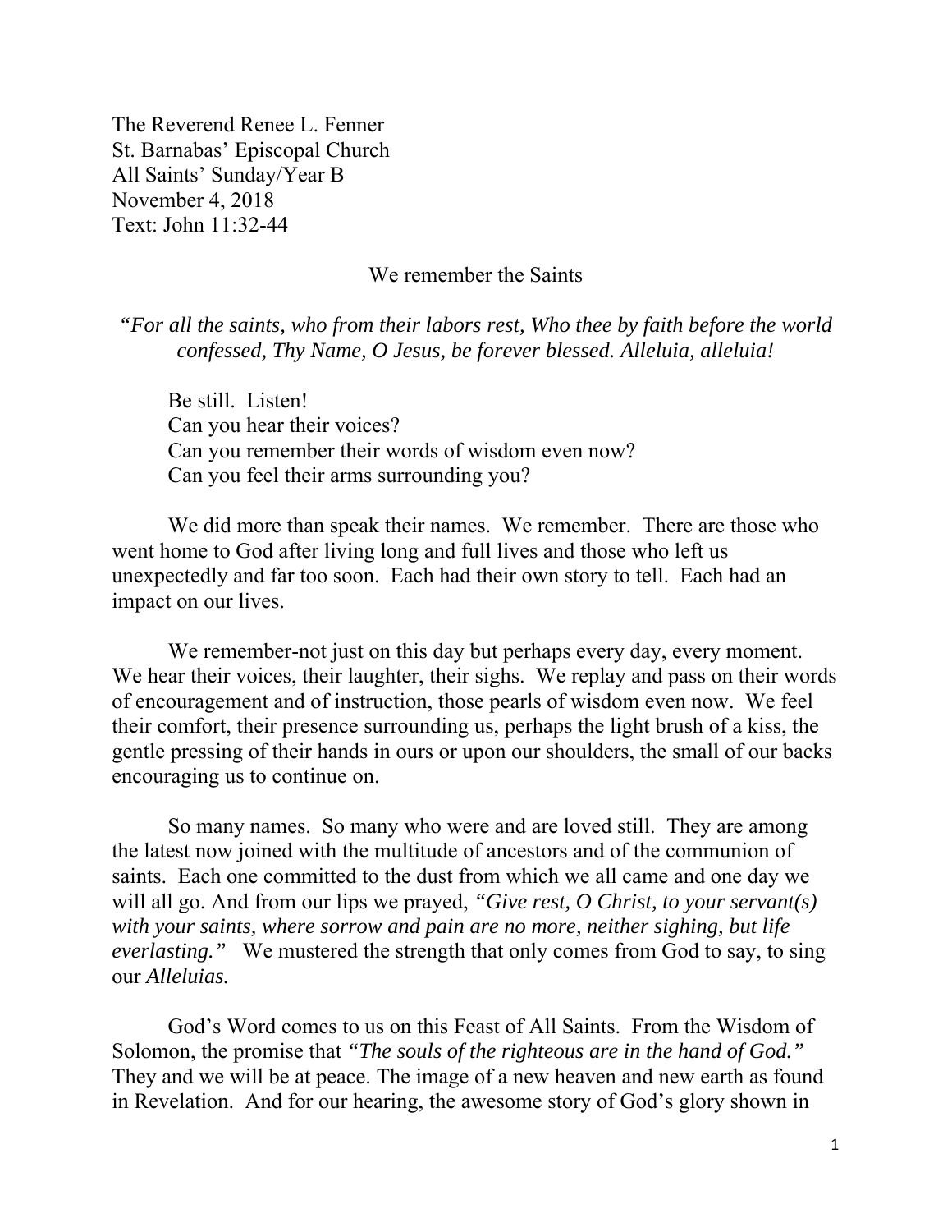The Reverend Renee L. Fenner
St. Barnabas' Episcopal Church
All Saints' Sunday/Year B
November 4, 2018
Text: John 11:32-44

## We remember the Saints

*"For all the saints, who from their labors rest, Who thee by faith before the world confessed, Thy Name, O Jesus, be forever blessed. Alleluia, alleluia!*

Be still. Listen!
Can you hear their voices?
Can you remember their words of wisdom even now?
Can you feel their arms surrounding you?

We did more than speak their names. We remember. There are those who went home to God after living long and full lives and those who left us unexpectedly and far too soon. Each had their own story to tell. Each had an impact on our lives.

We remember-not just on this day but perhaps every day, every moment. We hear their voices, their laughter, their sighs. We replay and pass on their words of encouragement and of instruction, those pearls of wisdom even now. We feel their comfort, their presence surrounding us, perhaps the light brush of a kiss, the gentle pressing of their hands in ours or upon our shoulders, the small of our backs encouraging us to continue on.

So many names. So many who were and are loved still. They are among the latest now joined with the multitude of ancestors and of the communion of saints. Each one committed to the dust from which we all came and one day we will all go. And from our lips we prayed, *"Give rest, O Christ, to your servant(s) with your saints, where sorrow and pain are no more, neither sighing, but life everlasting."* We mustered the strength that only comes from God to say, to sing our *Alleluias.*

God's Word comes to us on this Feast of All Saints. From the Wisdom of Solomon, the promise that *"The souls of the righteous are in the hand of God."* They and we will be at peace. The image of a new heaven and new earth as found in Revelation. And for our hearing, the awesome story of God's glory shown in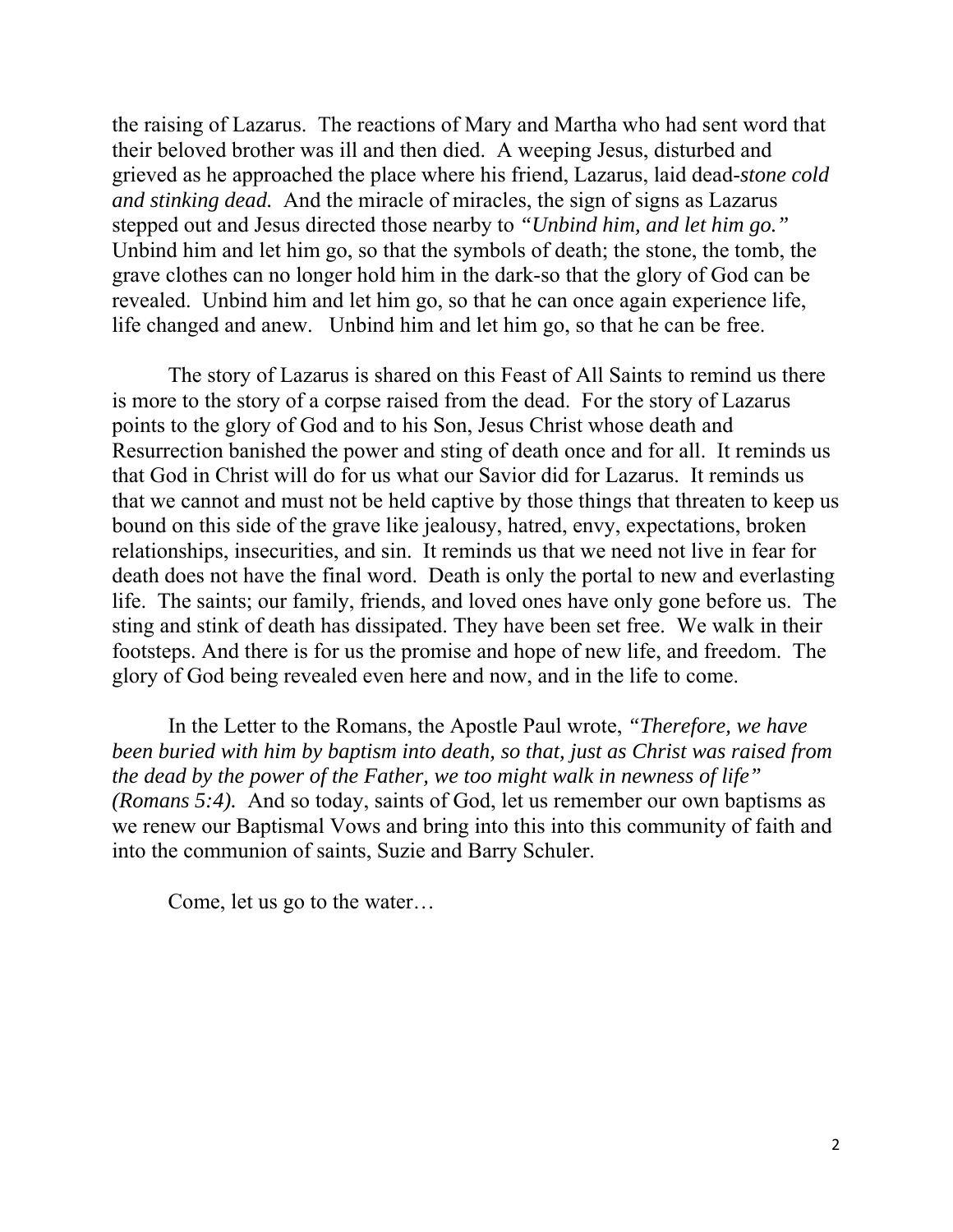the raising of Lazarus. The reactions of Mary and Martha who had sent word that their beloved brother was ill and then died. A weeping Jesus, disturbed and grieved as he approached the place where his friend, Lazarus, laid dead-*stone cold and stinking dead.* And the miracle of miracles, the sign of signs as Lazarus stepped out and Jesus directed those nearby to *"Unbind him, and let him go."* Unbind him and let him go, so that the symbols of death; the stone, the tomb, the grave clothes can no longer hold him in the dark-so that the glory of God can be revealed. Unbind him and let him go, so that he can once again experience life, life changed and anew. Unbind him and let him go, so that he can be free.

The story of Lazarus is shared on this Feast of All Saints to remind us there is more to the story of a corpse raised from the dead. For the story of Lazarus points to the glory of God and to his Son, Jesus Christ whose death and Resurrection banished the power and sting of death once and for all. It reminds us that God in Christ will do for us what our Savior did for Lazarus. It reminds us that we cannot and must not be held captive by those things that threaten to keep us bound on this side of the grave like jealousy, hatred, envy, expectations, broken relationships, insecurities, and sin. It reminds us that we need not live in fear for death does not have the final word. Death is only the portal to new and everlasting life. The saints; our family, friends, and loved ones have only gone before us. The sting and stink of death has dissipated. They have been set free. We walk in their footsteps. And there is for us the promise and hope of new life, and freedom. The glory of God being revealed even here and now, and in the life to come.

In the Letter to the Romans, the Apostle Paul wrote, *"Therefore, we have been buried with him by baptism into death, so that, just as Christ was raised from the dead by the power of the Father, we too might walk in newness of life" (Romans 5:4).* And so today, saints of God, let us remember our own baptisms as we renew our Baptismal Vows and bring into this into this community of faith and into the communion of saints, Suzie and Barry Schuler.

Come, let us go to the water…